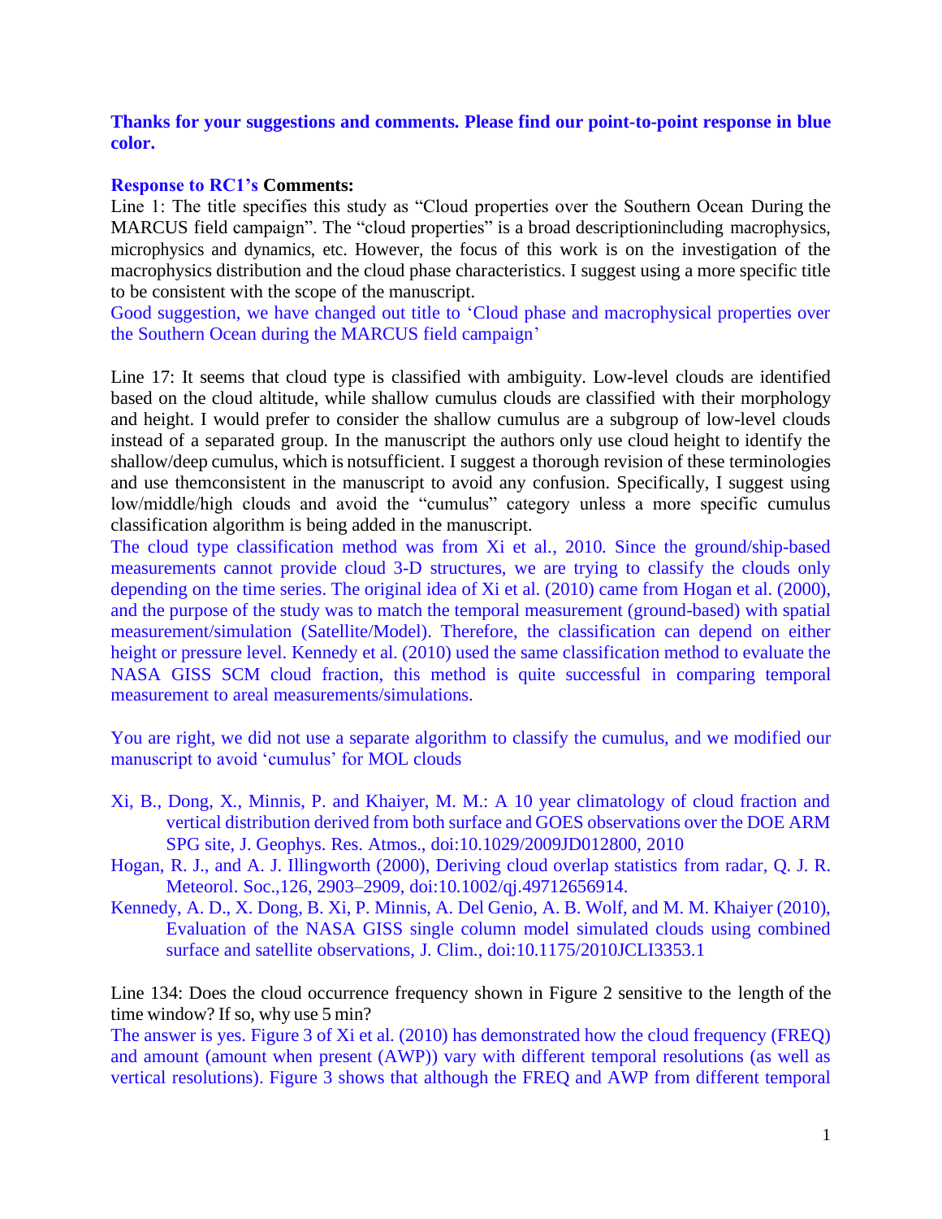**Thanks for your suggestions and comments. Please find our point-to-point response in blue color.**

**Response to RC1's Comments:**

Line 1: The title specifies this study as "Cloud properties over the Southern Ocean During the MARCUS field campaign". The "cloud properties" is a broad descriptionincluding macrophysics, microphysics and dynamics, etc. However, the focus of this work is on the investigation of the macrophysics distribution and the cloud phase characteristics. I suggest using a more specific title to be consistent with the scope of the manuscript.

Good suggestion, we have changed out title to 'Cloud phase and macrophysical properties over the Southern Ocean during the MARCUS field campaign'

Line 17: It seems that cloud type is classified with ambiguity. Low-level clouds are identified based on the cloud altitude, while shallow cumulus clouds are classified with their morphology and height. I would prefer to consider the shallow cumulus are a subgroup of low-level clouds instead of a separated group. In the manuscript the authors only use cloud height to identify the shallow/deep cumulus, which is notsufficient. I suggest a thorough revision of these terminologies and use themconsistent in the manuscript to avoid any confusion. Specifically, I suggest using low/middle/high clouds and avoid the "cumulus" category unless a more specific cumulus classification algorithm is being added in the manuscript.

The cloud type classification method was from Xi et al., 2010. Since the ground/ship-based measurements cannot provide cloud 3-D structures, we are trying to classify the clouds only depending on the time series. The original idea of Xi et al. (2010) came from Hogan et al. (2000), and the purpose of the study was to match the temporal measurement (ground-based) with spatial measurement/simulation (Satellite/Model). Therefore, the classification can depend on either height or pressure level. Kennedy et al. (2010) used the same classification method to evaluate the NASA GISS SCM cloud fraction, this method is quite successful in comparing temporal measurement to areal measurements/simulations.

You are right, we did not use a separate algorithm to classify the cumulus, and we modified our manuscript to avoid 'cumulus' for MOL clouds

Xi, B., Dong, X., Minnis, P. and Khaiyer, M. M.: A 10 year climatology of cloud fraction and vertical distribution derived from both surface and GOES observations over the DOE ARM SPG site, J. Geophys. Res. Atmos., doi:10.1029/2009JD012800, 2010

Hogan, R. J., and A. J. Illingworth (2000), Deriving cloud overlap statistics from radar, Q. J. R. Meteorol. Soc.,126, 2903–2909, doi:10.1002/qj.49712656914.

Kennedy, A. D., X. Dong, B. Xi, P. Minnis, A. Del Genio, A. B. Wolf, and M. M. Khaiyer (2010), Evaluation of the NASA GISS single column model simulated clouds using combined surface and satellite observations, J. Clim., doi:10.1175/2010JCLI3353.1

Line 134: Does the cloud occurrence frequency shown in Figure 2 sensitive to the length of the time window? If so, why use 5 min?

The answer is yes. Figure 3 of Xi et al. (2010) has demonstrated how the cloud frequency (FREQ) and amount (amount when present (AWP)) vary with different temporal resolutions (as well as vertical resolutions). Figure 3 shows that although the FREQ and AWP from different temporal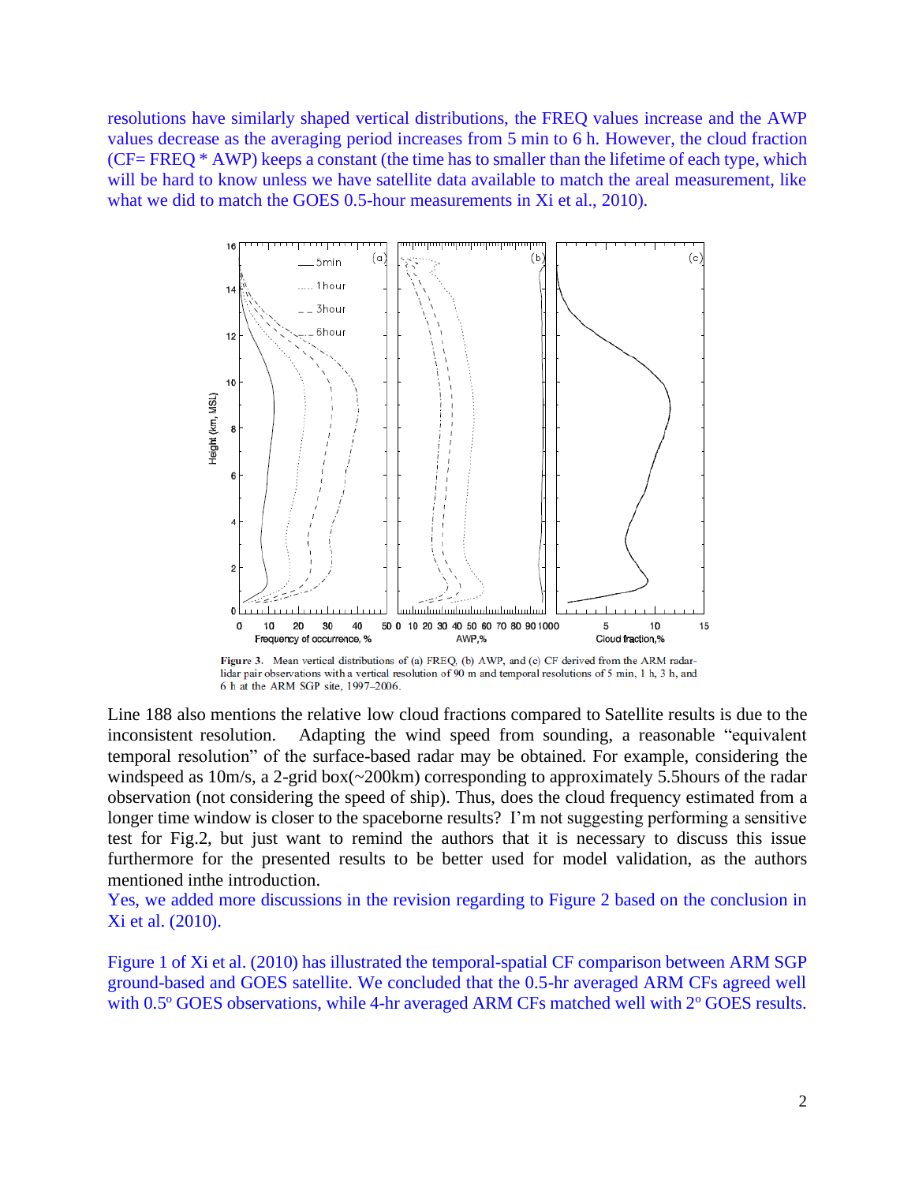resolutions have similarly shaped vertical distributions, the FREQ values increase and the AWP values decrease as the averaging period increases from 5 min to 6 h. However, the cloud fraction (CF= FREQ * AWP) keeps a constant (the time has to smaller than the lifetime of each type, which will be hard to know unless we have satellite data available to match the areal measurement, like what we did to match the GOES 0.5-hour measurements in Xi et al., 2010).

**Figure 3.** Mean vertical distributions of (a) FREQ, (b) AWP, and (c) CF derived from the ARM radar-lidar pair observations with a vertical resolution of 90 m and temporal resolutions of 5 min, 1 h, 3 h, and 6 h at the ARM SGP site, 1997–2006.

Line 188 also mentions the relative low cloud fractions compared to Satellite results is due to the inconsistent resolution. Adapting the wind speed from sounding, a reasonable "equivalent temporal resolution" of the surface-based radar may be obtained. For example, considering the windspeed as 10m/s, a 2-grid box(~200km) corresponding to approximately 5.5hours of the radar observation (not considering the speed of ship). Thus, does the cloud frequency estimated from a longer time window is closer to the spaceborne results? I'm not suggesting performing a sensitive test for Fig.2, but just want to remind the authors that it is necessary to discuss this issue furthermore for the presented results to be better used for model validation, as the authors mentioned inthe introduction.

Yes, we added more discussions in the revision regarding to Figure 2 based on the conclusion in Xi et al. (2010).

Figure 1 of Xi et al. (2010) has illustrated the temporal-spatial CF comparison between ARM SGP ground-based and GOES satellite. We concluded that the 0.5-hr averaged ARM CFs agreed well with 0.5$^{o}$ GOES observations, while 4-hr averaged ARM CFs matched well with 2$^{o}$ GOES results.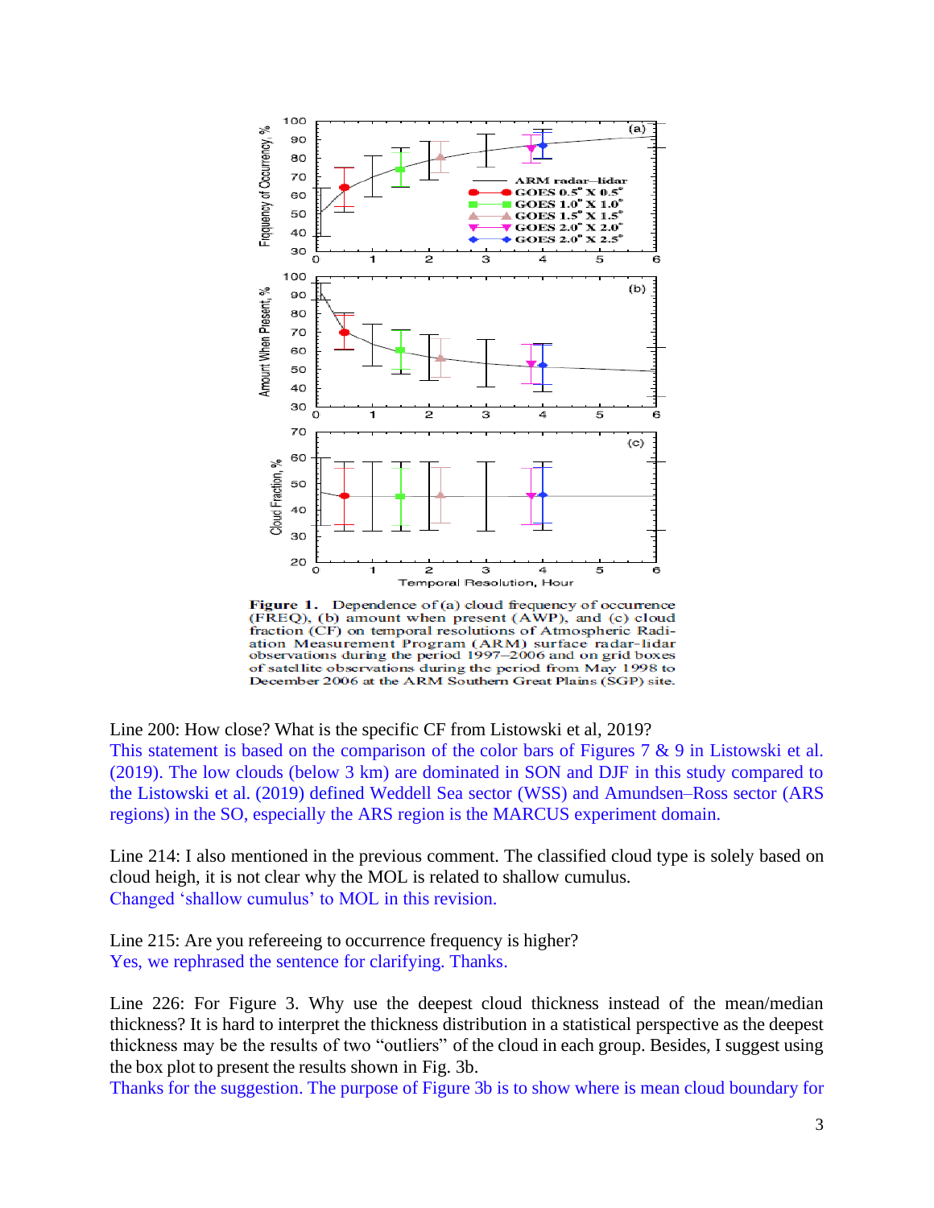Figure 1. Dependence of (a) cloud frequency of occurrence (FREQ), (b) amount when present (AWP), and (c) cloud fraction (CF) on temporal resolutions of Atmospheric Radiation Measurement Program (ARM) surface radar-lidar observations during the period 1997–2006 and on grid boxes of satellite observations during the period from May 1998 to December 2006 at the ARM Southern Great Plains (SGP) site.

Line 200: How close? What is the specific CF from Listowski et al, 2019?

This statement is based on the comparison of the color bars of Figures 7 & 9 in Listowski et al. (2019). The low clouds (below 3 km) are dominated in SON and DJF in this study compared to the Listowski et al. (2019) defined Weddell Sea sector (WSS) and Amundsen–Ross sector (ARS regions) in the SO, especially the ARS region is the MARCUS experiment domain.

Line 214: I also mentioned in the previous comment. The classified cloud type is solely based on cloud heigh, it is not clear why the MOL is related to shallow cumulus.

Changed 'shallow cumulus' to MOL in this revision.

Line 215: Are you refereeing to occurrence frequency is higher?

Yes, we rephrased the sentence for clarifying. Thanks.

Line 226: For Figure 3. Why use the deepest cloud thickness instead of the mean/median thickness? It is hard to interpret the thickness distribution in a statistical perspective as the deepest thickness may be the results of two "outliers" of the cloud in each group. Besides, I suggest using the box plot to present the results shown in Fig. 3b.

Thanks for the suggestion. The purpose of Figure 3b is to show where is mean cloud boundary for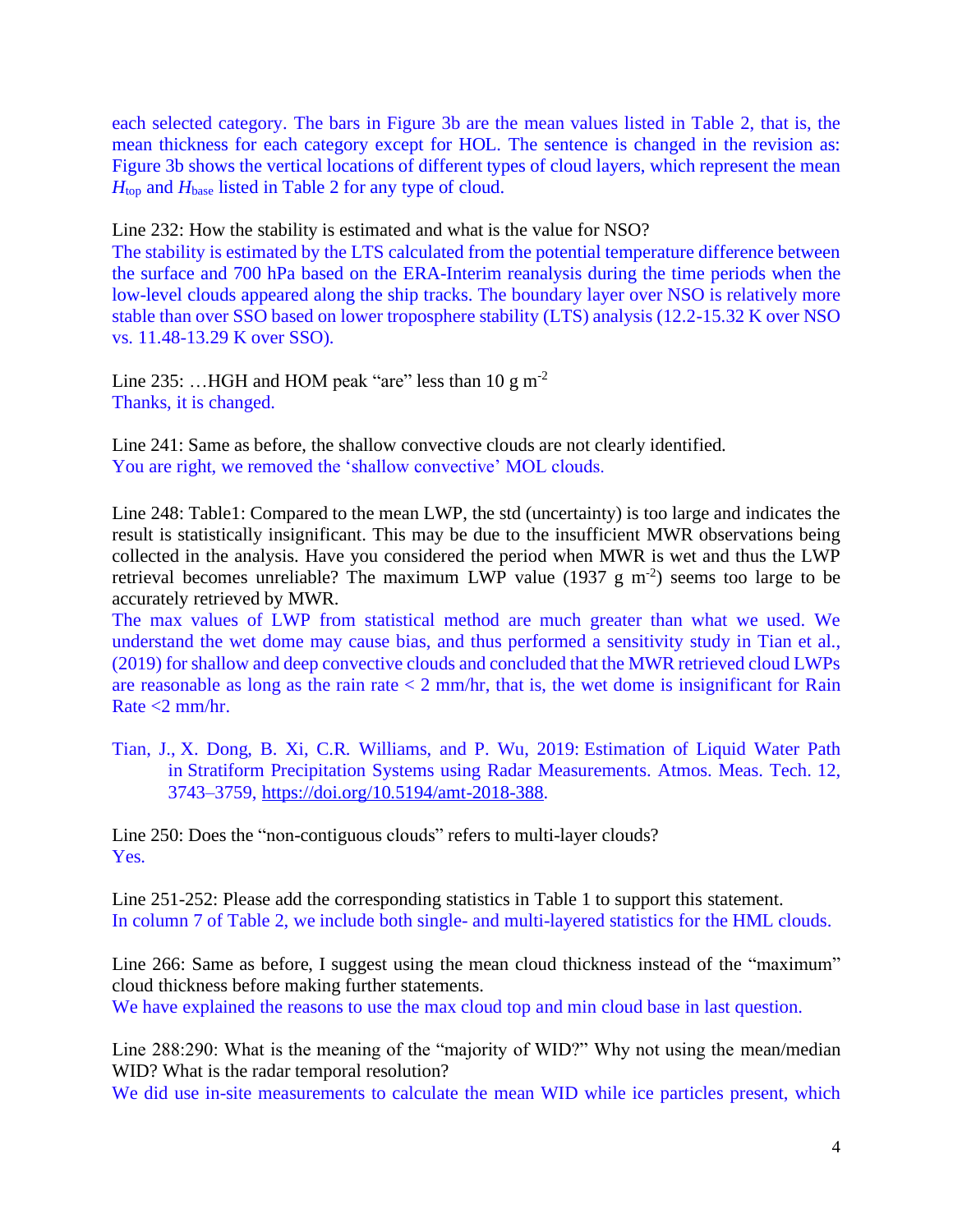each selected category. The bars in Figure 3b are the mean values listed in Table 2, that is, the mean thickness for each category except for HOL. The sentence is changed in the revision as: Figure 3b shows the vertical locations of different types of cloud layers, which represent the mean $H_{top}$ and $H_{base}$ listed in Table 2 for any type of cloud.

Line 232: How the stability is estimated and what is the value for NSO?
The stability is estimated by the LTS calculated from the potential temperature difference between the surface and 700 hPa based on the ERA-Interim reanalysis during the time periods when the low-level clouds appeared along the ship tracks. The boundary layer over NSO is relatively more stable than over SSO based on lower troposphere stability (LTS) analysis (12.2-15.32 K over NSO vs. 11.48-13.29 K over SSO).

Line 235: …HGH and HOM peak "are" less than 10 g m$^{-2}$
Thanks, it is changed.

Line 241: Same as before, the shallow convective clouds are not clearly identified.
You are right, we removed the 'shallow convective' MOL clouds.

Line 248: Table1: Compared to the mean LWP, the std (uncertainty) is too large and indicates the result is statistically insignificant. This may be due to the insufficient MWR observations being collected in the analysis. Have you considered the period when MWR is wet and thus the LWP retrieval becomes unreliable? The maximum LWP value (1937 g m$^{-2}$) seems too large to be accurately retrieved by MWR.
The max values of LWP from statistical method are much greater than what we used. We understand the wet dome may cause bias, and thus performed a sensitivity study in Tian et al., (2019) for shallow and deep convective clouds and concluded that the MWR retrieved cloud LWPs are reasonable as long as the rain rate < 2 mm/hr, that is, the wet dome is insignificant for Rain Rate <2 mm/hr.

Tian, J., X. Dong, B. Xi, C.R. Williams, and P. Wu, 2019: Estimation of Liquid Water Path in Stratiform Precipitation Systems using Radar Measurements. Atmos. Meas. Tech. 12, 3743–3759, https://doi.org/10.5194/amt-2018-388.

Line 250: Does the "non-contiguous clouds" refers to multi-layer clouds?
Yes.

Line 251-252: Please add the corresponding statistics in Table 1 to support this statement.
In column 7 of Table 2, we include both single- and multi-layered statistics for the HML clouds.

Line 266: Same as before, I suggest using the mean cloud thickness instead of the "maximum" cloud thickness before making further statements.
We have explained the reasons to use the max cloud top and min cloud base in last question.

Line 288:290: What is the meaning of the "majority of WID?" Why not using the mean/median WID? What is the radar temporal resolution?
We did use in-site measurements to calculate the mean WID while ice particles present, which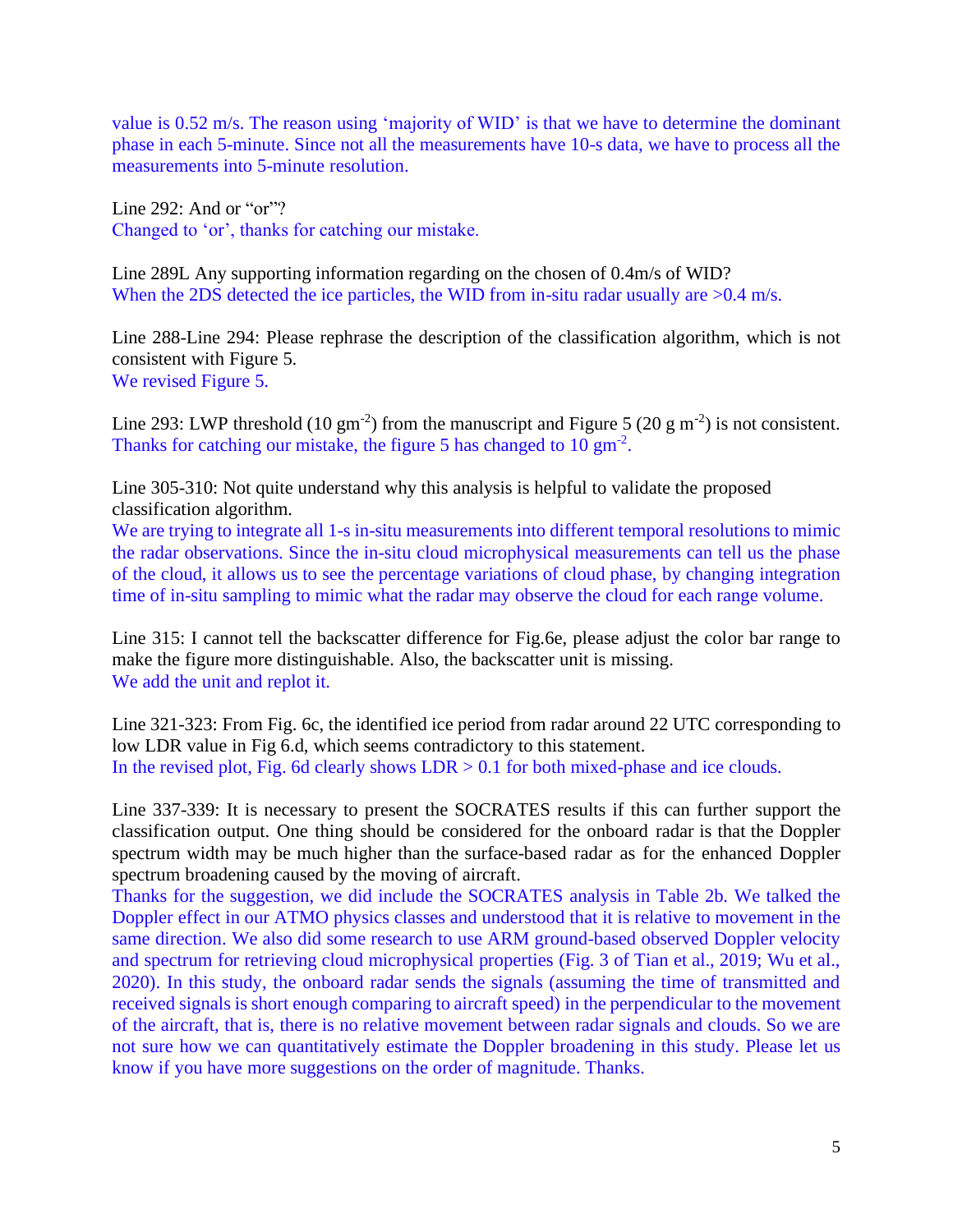value is 0.52 m/s. The reason using 'majority of WID' is that we have to determine the dominant phase in each 5-minute. Since not all the measurements have 10-s data, we have to process all the measurements into 5-minute resolution.

Line 292: And or "or"?
Changed to 'or', thanks for catching our mistake.

Line 289L Any supporting information regarding on the chosen of 0.4m/s of WID?
When the 2DS detected the ice particles, the WID from in-situ radar usually are >0.4 m/s.

Line 288-Line 294: Please rephrase the description of the classification algorithm, which is not consistent with Figure 5.
We revised Figure 5.

Line 293: LWP threshold (10 gm$^{-2}$) from the manuscript and Figure 5 (20 g m$^{-2}$) is not consistent.
Thanks for catching our mistake, the figure 5 has changed to 10 gm$^{-2}$.

Line 305-310: Not quite understand why this analysis is helpful to validate the proposed classification algorithm.
We are trying to integrate all 1-s in-situ measurements into different temporal resolutions to mimic the radar observations. Since the in-situ cloud microphysical measurements can tell us the phase of the cloud, it allows us to see the percentage variations of cloud phase, by changing integration time of in-situ sampling to mimic what the radar may observe the cloud for each range volume.

Line 315: I cannot tell the backscatter difference for Fig.6e, please adjust the color bar range to make the figure more distinguishable. Also, the backscatter unit is missing.
We add the unit and replot it.

Line 321-323: From Fig. 6c, the identified ice period from radar around 22 UTC corresponding to low LDR value in Fig 6.d, which seems contradictory to this statement.
In the revised plot, Fig. 6d clearly shows LDR > 0.1 for both mixed-phase and ice clouds.

Line 337-339: It is necessary to present the SOCRATES results if this can further support the classification output. One thing should be considered for the onboard radar is that the Doppler spectrum width may be much higher than the surface-based radar as for the enhanced Doppler spectrum broadening caused by the moving of aircraft.
Thanks for the suggestion, we did include the SOCRATES analysis in Table 2b. We talked the Doppler effect in our ATMO physics classes and understood that it is relative to movement in the same direction. We also did some research to use ARM ground-based observed Doppler velocity and spectrum for retrieving cloud microphysical properties (Fig. 3 of Tian et al., 2019; Wu et al., 2020). In this study, the onboard radar sends the signals (assuming the time of transmitted and received signals is short enough comparing to aircraft speed) in the perpendicular to the movement of the aircraft, that is, there is no relative movement between radar signals and clouds. So we are not sure how we can quantitatively estimate the Doppler broadening in this study. Please let us know if you have more suggestions on the order of magnitude. Thanks.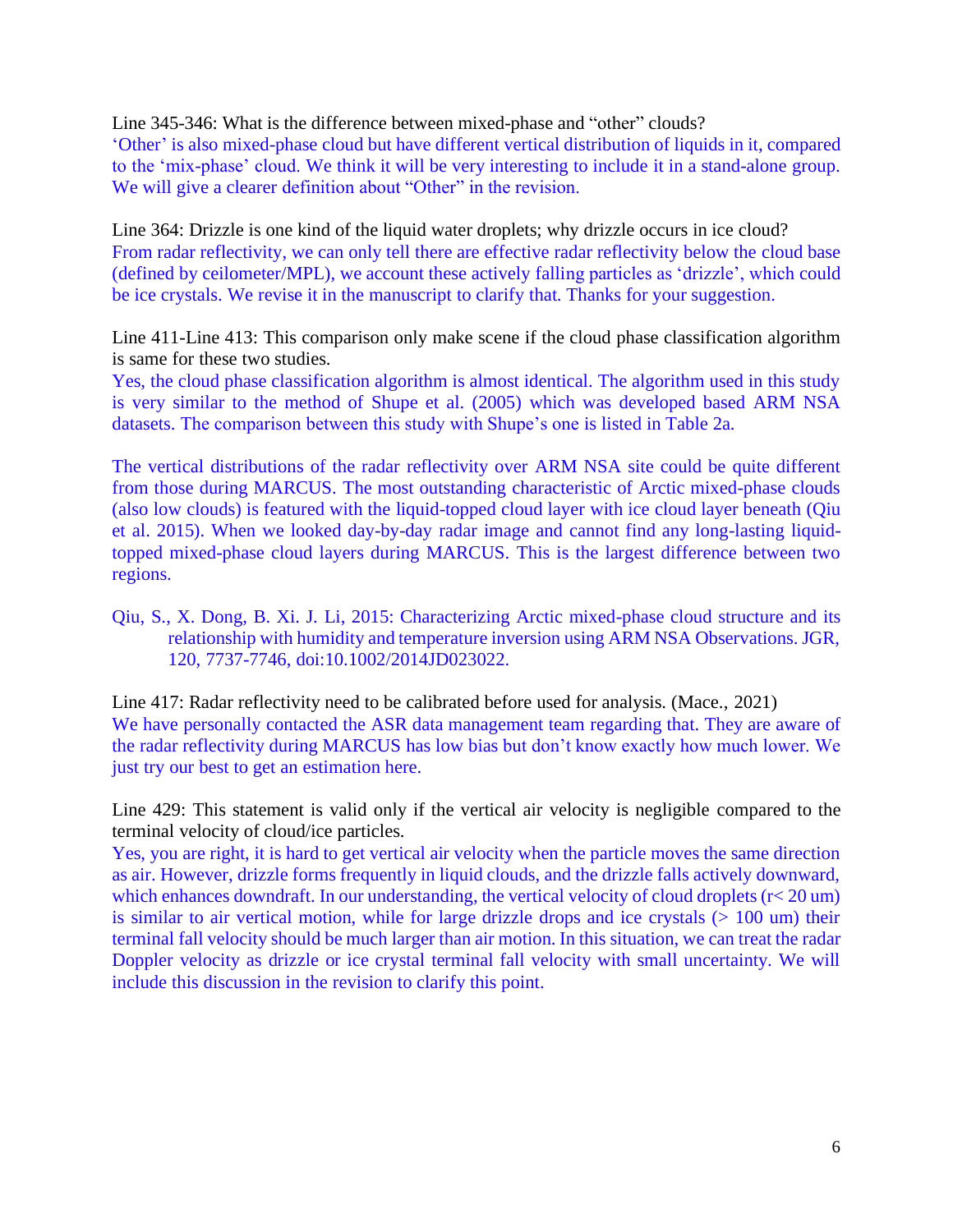Line 345-346: What is the difference between mixed-phase and "other" clouds?
'Other' is also mixed-phase cloud but have different vertical distribution of liquids in it, compared to the 'mix-phase' cloud. We think it will be very interesting to include it in a stand-alone group. We will give a clearer definition about "Other" in the revision.

Line 364: Drizzle is one kind of the liquid water droplets; why drizzle occurs in ice cloud?
From radar reflectivity, we can only tell there are effective radar reflectivity below the cloud base (defined by ceilometer/MPL), we account these actively falling particles as 'drizzle', which could be ice crystals. We revise it in the manuscript to clarify that. Thanks for your suggestion.

Line 411-Line 413: This comparison only make scene if the cloud phase classification algorithm is same for these two studies.
Yes, the cloud phase classification algorithm is almost identical. The algorithm used in this study is very similar to the method of Shupe et al. (2005) which was developed based ARM NSA datasets. The comparison between this study with Shupe's one is listed in Table 2a.

The vertical distributions of the radar reflectivity over ARM NSA site could be quite different from those during MARCUS. The most outstanding characteristic of Arctic mixed-phase clouds (also low clouds) is featured with the liquid-topped cloud layer with ice cloud layer beneath (Qiu et al. 2015). When we looked day-by-day radar image and cannot find any long-lasting liquid-topped mixed-phase cloud layers during MARCUS. This is the largest difference between two regions.

Qiu, S., X. Dong, B. Xi. J. Li, 2015: Characterizing Arctic mixed-phase cloud structure and its relationship with humidity and temperature inversion using ARM NSA Observations. JGR, 120, 7737-7746, doi:10.1002/2014JD023022.

Line 417: Radar reflectivity need to be calibrated before used for analysis. (Mace., 2021)
We have personally contacted the ASR data management team regarding that. They are aware of the radar reflectivity during MARCUS has low bias but don't know exactly how much lower. We just try our best to get an estimation here.

Line 429: This statement is valid only if the vertical air velocity is negligible compared to the terminal velocity of cloud/ice particles.
Yes, you are right, it is hard to get vertical air velocity when the particle moves the same direction as air. However, drizzle forms frequently in liquid clouds, and the drizzle falls actively downward, which enhances downdraft. In our understanding, the vertical velocity of cloud droplets (r< 20 um) is similar to air vertical motion, while for large drizzle drops and ice crystals (> 100 um) their terminal fall velocity should be much larger than air motion. In this situation, we can treat the radar Doppler velocity as drizzle or ice crystal terminal fall velocity with small uncertainty. We will include this discussion in the revision to clarify this point.